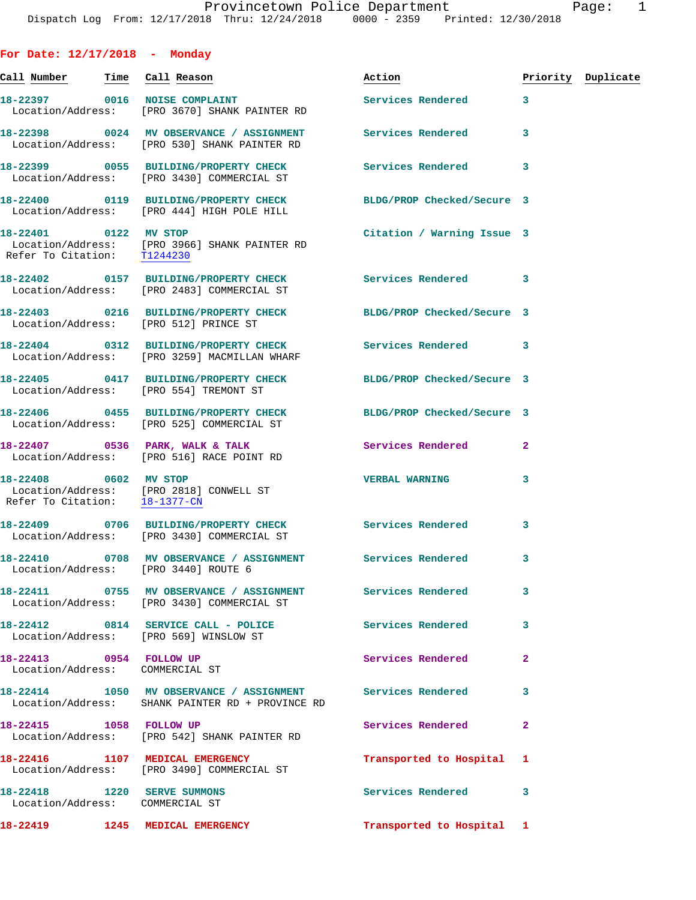Provincetown Police Department
Dispatch Log From: 12/17/2018 Thru: 12/24/2018 0000 - 2359 Printed: 12/30/2018

**For Date: 12/17/2018 - Monday**

| Call Number | Time | Call Reason | Action | Priority | Duplicate |
|---|---|---|---|---|---|
| 18-22397 | 0016 | NOISE COMPLAINT<br>Location/Address: [PRO 3670] SHANK PAINTER RD | Services Rendered | 3 | |
| 18-22398 | 0024 | MV OBSERVANCE / ASSIGNMENT<br>Location/Address: [PRO 530] SHANK PAINTER RD | Services Rendered | 3 | |
| 18-22399 | 0055 | BUILDING/PROPERTY CHECK<br>Location/Address: [PRO 3430] COMMERCIAL ST | Services Rendered | 3 | |
| 18-22400 | 0119 | BUILDING/PROPERTY CHECK<br>Location/Address: [PRO 444] HIGH POLE HILL | BLDG/PROP Checked/Secure | 3 | |
| 18-22401 | 0122 | MV STOP<br>Location/Address: [PRO 3966] SHANK PAINTER RD<br>Refer To Citation: T1244230 | Citation / Warning Issue | 3 | |
| 18-22402 | 0157 | BUILDING/PROPERTY CHECK<br>Location/Address: [PRO 2483] COMMERCIAL ST | Services Rendered | 3 | |
| 18-22403 | 0216 | BUILDING/PROPERTY CHECK<br>Location/Address: [PRO 512] PRINCE ST | BLDG/PROP Checked/Secure | 3 | |
| 18-22404 | 0312 | BUILDING/PROPERTY CHECK<br>Location/Address: [PRO 3259] MACMILLAN WHARF | Services Rendered | 3 | |
| 18-22405 | 0417 | BUILDING/PROPERTY CHECK<br>Location/Address: [PRO 554] TREMONT ST | BLDG/PROP Checked/Secure | 3 | |
| 18-22406 | 0455 | BUILDING/PROPERTY CHECK<br>Location/Address: [PRO 525] COMMERCIAL ST | BLDG/PROP Checked/Secure | 3 | |
| 18-22407 | 0536 | PARK, WALK & TALK<br>Location/Address: [PRO 516] RACE POINT RD | Services Rendered | 2 | |
| 18-22408 | 0602 | MV STOP<br>Location/Address: [PRO 2818] CONWELL ST<br>Refer To Citation: 18-1377-CN | VERBAL WARNING | 3 | |
| 18-22409 | 0706 | BUILDING/PROPERTY CHECK<br>Location/Address: [PRO 3430] COMMERCIAL ST | Services Rendered | 3 | |
| 18-22410 | 0708 | MV OBSERVANCE / ASSIGNMENT<br>Location/Address: [PRO 3440] ROUTE 6 | Services Rendered | 3 | |
| 18-22411 | 0755 | MV OBSERVANCE / ASSIGNMENT<br>Location/Address: [PRO 3430] COMMERCIAL ST | Services Rendered | 3 | |
| 18-22412 | 0814 | SERVICE CALL - POLICE<br>Location/Address: [PRO 569] WINSLOW ST | Services Rendered | 3 | |
| 18-22413 | 0954 | FOLLOW UP<br>Location/Address: COMMERCIAL ST | Services Rendered | 2 | |
| 18-22414 | 1050 | MV OBSERVANCE / ASSIGNMENT<br>Location/Address: SHANK PAINTER RD + PROVINCE RD | Services Rendered | 3 | |
| 18-22415 | 1058 | FOLLOW UP<br>Location/Address: [PRO 542] SHANK PAINTER RD | Services Rendered | 2 | |
| 18-22416 | 1107 | MEDICAL EMERGENCY<br>Location/Address: [PRO 3490] COMMERCIAL ST | Transported to Hospital | 1 | |
| 18-22418 | 1220 | SERVE SUMMONS<br>Location/Address: COMMERCIAL ST | Services Rendered | 3 | |
| 18-22419 | 1245 | MEDICAL EMERGENCY | Transported to Hospital | 1 | |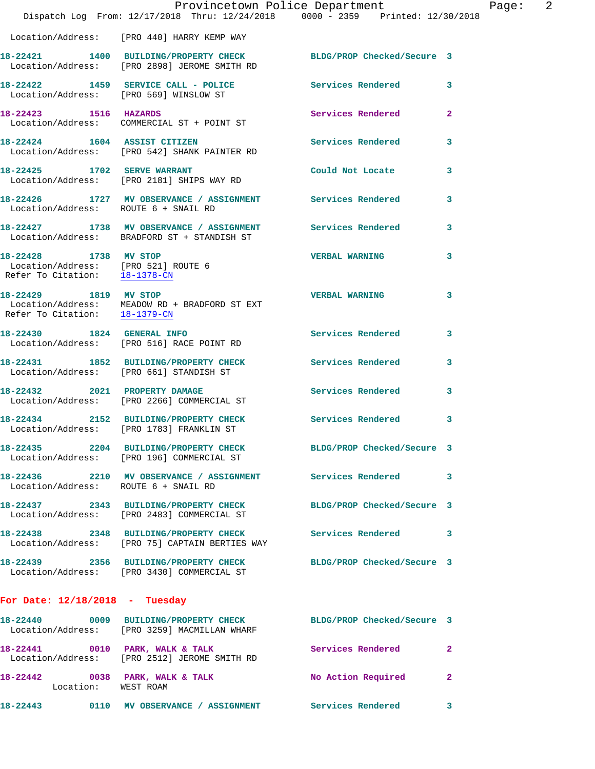Location/Address: [PRO 440] HARRY KEMP WAY

**18-22421 1400 BUILDING/PROPERTY CHECK** BLDG/PROP Checked/Secure 3
Location/Address: [PRO 2898] JEROME SMITH RD

**18-22422 1459 SERVICE CALL - POLICE** Services Rendered 3
Location/Address: [PRO 569] WINSLOW ST

**18-22423 1516 HAZARDS** Services Rendered 2
Location/Address: COMMERCIAL ST + POINT ST

**18-22424 1604 ASSIST CITIZEN** Services Rendered 3
Location/Address: [PRO 542] SHANK PAINTER RD

**18-22425 1702 SERVE WARRANT** Could Not Locate 3
Location/Address: [PRO 2181] SHIPS WAY RD

**18-22426 1727 MV OBSERVANCE / ASSIGNMENT** Services Rendered 3
Location/Address: ROUTE 6 + SNAIL RD

**18-22427 1738 MV OBSERVANCE / ASSIGNMENT** Services Rendered 3
Location/Address: BRADFORD ST + STANDISH ST

**18-22428 1738 MV STOP** VERBAL WARNING 3
Location/Address: [PRO 521] ROUTE 6
Refer To Citation: 18-1378-CN

**18-22429 1819 MV STOP** VERBAL WARNING 3
Location/Address: MEADOW RD + BRADFORD ST EXT
Refer To Citation: 18-1379-CN

**18-22430 1824 GENERAL INFO** Services Rendered 3
Location/Address: [PRO 516] RACE POINT RD

**18-22431 1852 BUILDING/PROPERTY CHECK** Services Rendered 3
Location/Address: [PRO 661] STANDISH ST

**18-22432 2021 PROPERTY DAMAGE** Services Rendered 3
Location/Address: [PRO 2266] COMMERCIAL ST

**18-22434 2152 BUILDING/PROPERTY CHECK** Services Rendered 3
Location/Address: [PRO 1783] FRANKLIN ST

**18-22435 2204 BUILDING/PROPERTY CHECK** BLDG/PROP Checked/Secure 3
Location/Address: [PRO 196] COMMERCIAL ST

**18-22436 2210 MV OBSERVANCE / ASSIGNMENT** Services Rendered 3
Location/Address: ROUTE 6 + SNAIL RD

**18-22437 2343 BUILDING/PROPERTY CHECK** BLDG/PROP Checked/Secure 3
Location/Address: [PRO 2483] COMMERCIAL ST

**18-22438 2348 BUILDING/PROPERTY CHECK** Services Rendered 3
Location/Address: [PRO 75] CAPTAIN BERTIES WAY

**18-22439 2356 BUILDING/PROPERTY CHECK** BLDG/PROP Checked/Secure 3
Location/Address: [PRO 3430] COMMERCIAL ST

## For Date: 12/18/2018 - Tuesday

**18-22440 0009 BUILDING/PROPERTY CHECK** BLDG/PROP Checked/Secure 3
Location/Address: [PRO 3259] MACMILLAN WHARF

**18-22441 0010 PARK, WALK & TALK** Services Rendered 2
Location/Address: [PRO 2512] JEROME SMITH RD

**18-22442 0038 PARK, WALK & TALK** No Action Required 2
Location: WEST ROAM

**18-22443 0110 MV OBSERVANCE / ASSIGNMENT** Services Rendered 3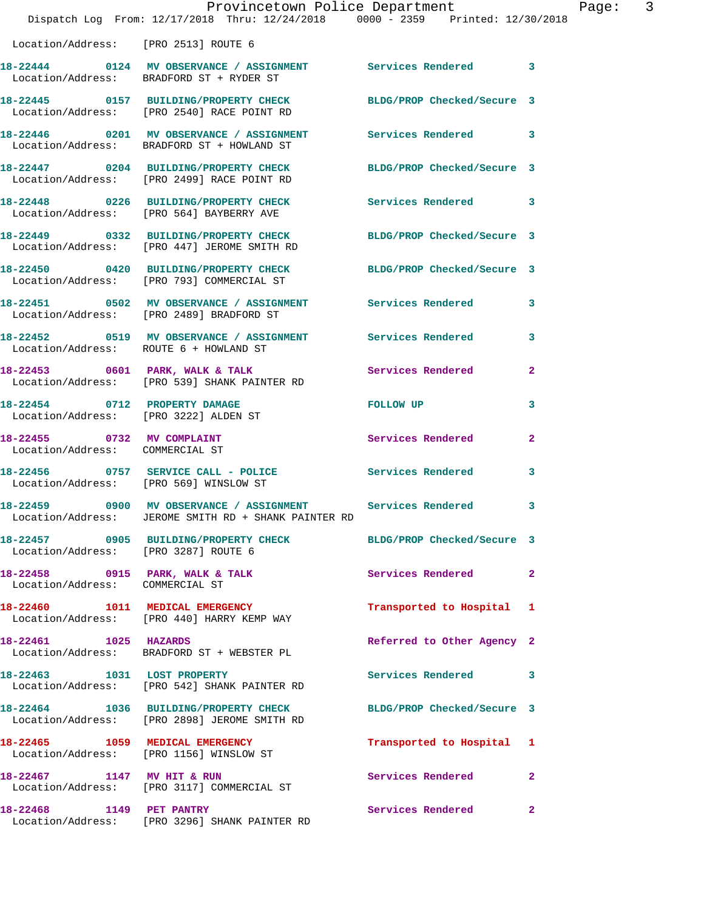Location/Address: [PRO 2513] ROUTE 6

| Call # | Time | Call Type | Action | Priority |
|---|---|---|---|---|
| 18-22444 | 0124 | MV OBSERVANCE / ASSIGNMENT | Services Rendered | 3 |
| | | Location/Address: BRADFORD ST + RYDER ST | | |
| 18-22445 | 0157 | BUILDING/PROPERTY CHECK | BLDG/PROP Checked/Secure | 3 |
| | | Location/Address: [PRO 2540] RACE POINT RD | | |
| 18-22446 | 0201 | MV OBSERVANCE / ASSIGNMENT | Services Rendered | 3 |
| | | Location/Address: BRADFORD ST + HOWLAND ST | | |
| 18-22447 | 0204 | BUILDING/PROPERTY CHECK | BLDG/PROP Checked/Secure | 3 |
| | | Location/Address: [PRO 2499] RACE POINT RD | | |
| 18-22448 | 0226 | BUILDING/PROPERTY CHECK | Services Rendered | 3 |
| | | Location/Address: [PRO 564] BAYBERRY AVE | | |
| 18-22449 | 0332 | BUILDING/PROPERTY CHECK | BLDG/PROP Checked/Secure | 3 |
| | | Location/Address: [PRO 447] JEROME SMITH RD | | |
| 18-22450 | 0420 | BUILDING/PROPERTY CHECK | BLDG/PROP Checked/Secure | 3 |
| | | Location/Address: [PRO 793] COMMERCIAL ST | | |
| 18-22451 | 0502 | MV OBSERVANCE / ASSIGNMENT | Services Rendered | 3 |
| | | Location/Address: [PRO 2489] BRADFORD ST | | |
| 18-22452 | 0519 | MV OBSERVANCE / ASSIGNMENT | Services Rendered | 3 |
| | | Location/Address: ROUTE 6 + HOWLAND ST | | |
| 18-22453 | 0601 | PARK, WALK & TALK | Services Rendered | 2 |
| | | Location/Address: [PRO 539] SHANK PAINTER RD | | |
| 18-22454 | 0712 | PROPERTY DAMAGE | FOLLOW UP | 3 |
| | | Location/Address: [PRO 3222] ALDEN ST | | |
| 18-22455 | 0732 | MV COMPLAINT | Services Rendered | 2 |
| | | Location/Address: COMMERCIAL ST | | |
| 18-22456 | 0757 | SERVICE CALL - POLICE | Services Rendered | 3 |
| | | Location/Address: [PRO 569] WINSLOW ST | | |
| 18-22459 | 0900 | MV OBSERVANCE / ASSIGNMENT | Services Rendered | 3 |
| | | Location/Address: JEROME SMITH RD + SHANK PAINTER RD | | |
| 18-22457 | 0905 | BUILDING/PROPERTY CHECK | BLDG/PROP Checked/Secure | 3 |
| | | Location/Address: [PRO 3287] ROUTE 6 | | |
| 18-22458 | 0915 | PARK, WALK & TALK | Services Rendered | 2 |
| | | Location/Address: COMMERCIAL ST | | |
| 18-22460 | 1011 | MEDICAL EMERGENCY | Transported to Hospital | 1 |
| | | Location/Address: [PRO 440] HARRY KEMP WAY | | |
| 18-22461 | 1025 | HAZARDS | Referred to Other Agency | 2 |
| | | Location/Address: BRADFORD ST + WEBSTER PL | | |
| 18-22463 | 1031 | LOST PROPERTY | Services Rendered | 3 |
| | | Location/Address: [PRO 542] SHANK PAINTER RD | | |
| 18-22464 | 1036 | BUILDING/PROPERTY CHECK | BLDG/PROP Checked/Secure | 3 |
| | | Location/Address: [PRO 2898] JEROME SMITH RD | | |
| 18-22465 | 1059 | MEDICAL EMERGENCY | Transported to Hospital | 1 |
| | | Location/Address: [PRO 1156] WINSLOW ST | | |
| 18-22467 | 1147 | MV HIT & RUN | Services Rendered | 2 |
| | | Location/Address: [PRO 3117] COMMERCIAL ST | | |
| 18-22468 | 1149 | PET PANTRY | Services Rendered | 2 |
| | | Location/Address: [PRO 3296] SHANK PAINTER RD | | |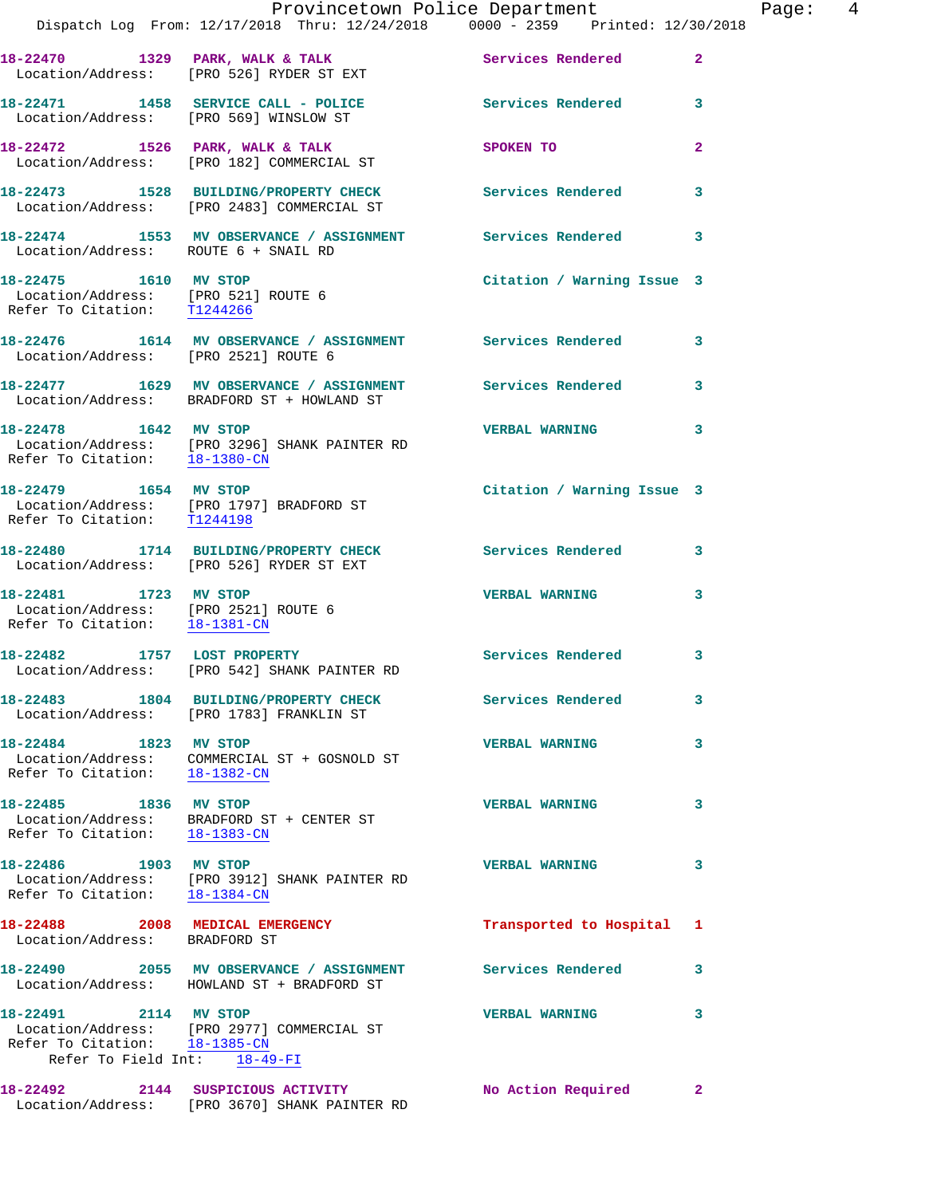18-22470 1329 PARK, WALK & TALK Services Rendered 2
Location/Address: [PRO 526] RYDER ST EXT

18-22471 1458 SERVICE CALL - POLICE Services Rendered 3
Location/Address: [PRO 569] WINSLOW ST

18-22472 1526 PARK, WALK & TALK SPOKEN TO 2
Location/Address: [PRO 182] COMMERCIAL ST

18-22473 1528 BUILDING/PROPERTY CHECK Services Rendered 3
Location/Address: [PRO 2483] COMMERCIAL ST

18-22474 1553 MV OBSERVANCE / ASSIGNMENT Services Rendered 3
Location/Address: ROUTE 6 + SNAIL RD

18-22475 1610 MV STOP Citation / Warning Issue 3
Location/Address: [PRO 521] ROUTE 6
Refer To Citation: T1244266

18-22476 1614 MV OBSERVANCE / ASSIGNMENT Services Rendered 3
Location/Address: [PRO 2521] ROUTE 6

18-22477 1629 MV OBSERVANCE / ASSIGNMENT Services Rendered 3
Location/Address: BRADFORD ST + HOWLAND ST

18-22478 1642 MV STOP VERBAL WARNING 3
Location/Address: [PRO 3296] SHANK PAINTER RD
Refer To Citation: 18-1380-CN

18-22479 1654 MV STOP Citation / Warning Issue 3
Location/Address: [PRO 1797] BRADFORD ST
Refer To Citation: T1244198

18-22480 1714 BUILDING/PROPERTY CHECK Services Rendered 3
Location/Address: [PRO 526] RYDER ST EXT

18-22481 1723 MV STOP VERBAL WARNING 3
Location/Address: [PRO 2521] ROUTE 6
Refer To Citation: 18-1381-CN

18-22482 1757 LOST PROPERTY Services Rendered 3
Location/Address: [PRO 542] SHANK PAINTER RD

18-22483 1804 BUILDING/PROPERTY CHECK Services Rendered 3
Location/Address: [PRO 1783] FRANKLIN ST

18-22484 1823 MV STOP VERBAL WARNING 3
Location/Address: COMMERCIAL ST + GOSNOLD ST
Refer To Citation: 18-1382-CN

18-22485 1836 MV STOP VERBAL WARNING 3
Location/Address: BRADFORD ST + CENTER ST
Refer To Citation: 18-1383-CN

18-22486 1903 MV STOP VERBAL WARNING 3
Location/Address: [PRO 3912] SHANK PAINTER RD
Refer To Citation: 18-1384-CN

18-22488 2008 MEDICAL EMERGENCY Transported to Hospital 1
Location/Address: BRADFORD ST

18-22490 2055 MV OBSERVANCE / ASSIGNMENT Services Rendered 3
Location/Address: HOWLAND ST + BRADFORD ST

18-22491 2114 MV STOP VERBAL WARNING 3
Location/Address: [PRO 2977] COMMERCIAL ST
Refer To Citation: 18-1385-CN
Refer To Field Int: 18-49-FI

18-22492 2144 SUSPICIOUS ACTIVITY No Action Required 2
Location/Address: [PRO 3670] SHANK PAINTER RD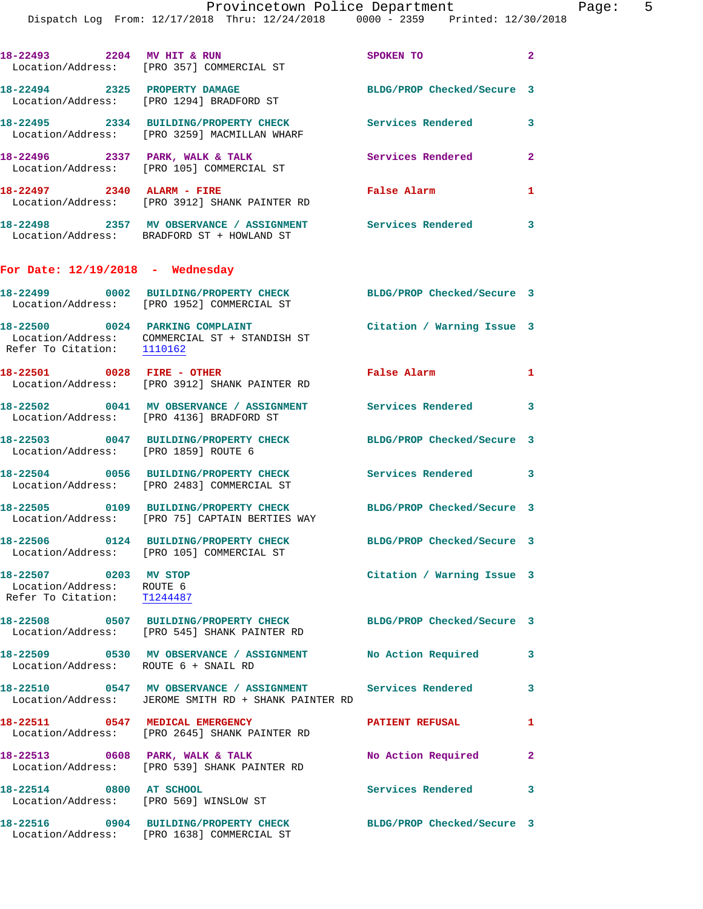18-22493 2204 MV HIT & RUN SPOKEN TO 2
Location/Address: [PRO 357] COMMERCIAL ST

18-22494 2325 PROPERTY DAMAGE BLDG/PROP Checked/Secure 3
Location/Address: [PRO 1294] BRADFORD ST

18-22495 2334 BUILDING/PROPERTY CHECK Services Rendered 3
Location/Address: [PRO 3259] MACMILLAN WHARF

18-22496 2337 PARK, WALK & TALK Services Rendered 2
Location/Address: [PRO 105] COMMERCIAL ST

18-22497 2340 ALARM - FIRE False Alarm 1
Location/Address: [PRO 3912] SHANK PAINTER RD

18-22498 2357 MV OBSERVANCE / ASSIGNMENT Services Rendered 3
Location/Address: BRADFORD ST + HOWLAND ST

## For Date: 12/19/2018 - Wednesday

18-22499 0002 BUILDING/PROPERTY CHECK BLDG/PROP Checked/Secure 3
Location/Address: [PRO 1952] COMMERCIAL ST

18-22500 0024 PARKING COMPLAINT Citation / Warning Issue 3
Location/Address: COMMERCIAL ST + STANDISH ST
Refer To Citation: 1110162

18-22501 0028 FIRE - OTHER False Alarm 1
Location/Address: [PRO 3912] SHANK PAINTER RD

18-22502 0041 MV OBSERVANCE / ASSIGNMENT Services Rendered 3
Location/Address: [PRO 4136] BRADFORD ST

18-22503 0047 BUILDING/PROPERTY CHECK BLDG/PROP Checked/Secure 3
Location/Address: [PRO 1859] ROUTE 6

18-22504 0056 BUILDING/PROPERTY CHECK Services Rendered 3
Location/Address: [PRO 2483] COMMERCIAL ST

18-22505 0109 BUILDING/PROPERTY CHECK BLDG/PROP Checked/Secure 3
Location/Address: [PRO 75] CAPTAIN BERTIES WAY

18-22506 0124 BUILDING/PROPERTY CHECK BLDG/PROP Checked/Secure 3
Location/Address: [PRO 105] COMMERCIAL ST

18-22507 0203 MV STOP Citation / Warning Issue 3
Location/Address: ROUTE 6
Refer To Citation: T1244487

18-22508 0507 BUILDING/PROPERTY CHECK BLDG/PROP Checked/Secure 3
Location/Address: [PRO 545] SHANK PAINTER RD

18-22509 0530 MV OBSERVANCE / ASSIGNMENT No Action Required 3
Location/Address: ROUTE 6 + SNAIL RD

18-22510 0547 MV OBSERVANCE / ASSIGNMENT Services Rendered 3
Location/Address: JEROME SMITH RD + SHANK PAINTER RD

18-22511 0547 MEDICAL EMERGENCY PATIENT REFUSAL 1
Location/Address: [PRO 2645] SHANK PAINTER RD

18-22513 0608 PARK, WALK & TALK No Action Required 2
Location/Address: [PRO 539] SHANK PAINTER RD

18-22514 0800 AT SCHOOL Services Rendered 3
Location/Address: [PRO 569] WINSLOW ST

18-22516 0904 BUILDING/PROPERTY CHECK BLDG/PROP Checked/Secure 3
Location/Address: [PRO 1638] COMMERCIAL ST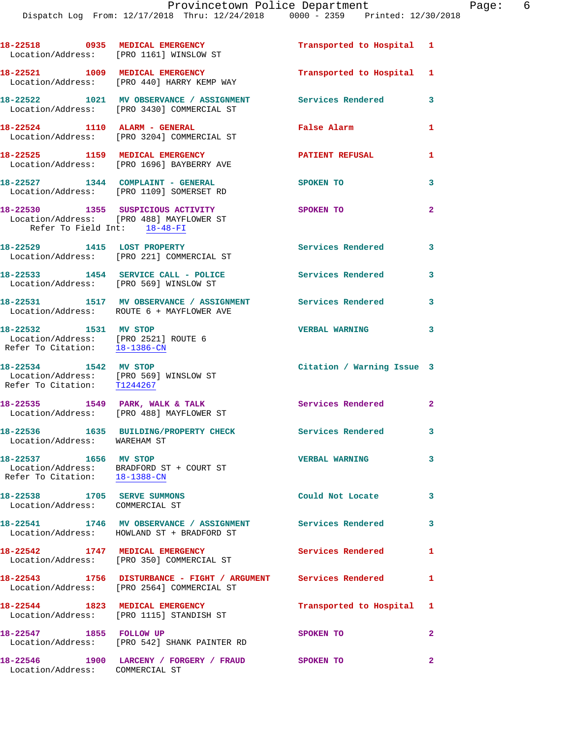18-22518 0935 MEDICAL EMERGENCY Transported to Hospital 1
Location/Address: [PRO 1161] WINSLOW ST

18-22521 1009 MEDICAL EMERGENCY Transported to Hospital 1
Location/Address: [PRO 440] HARRY KEMP WAY

18-22522 1021 MV OBSERVANCE / ASSIGNMENT Services Rendered 3
Location/Address: [PRO 3430] COMMERCIAL ST

18-22524 1110 ALARM - GENERAL False Alarm 1
Location/Address: [PRO 3204] COMMERCIAL ST

18-22525 1159 MEDICAL EMERGENCY PATIENT REFUSAL 1
Location/Address: [PRO 1696] BAYBERRY AVE

18-22527 1344 COMPLAINT - GENERAL SPOKEN TO 3
Location/Address: [PRO 1109] SOMERSET RD

18-22530 1355 SUSPICIOUS ACTIVITY SPOKEN TO 2
Location/Address: [PRO 488] MAYFLOWER ST
Refer To Field Int: 18-48-FI

18-22529 1415 LOST PROPERTY Services Rendered 3
Location/Address: [PRO 221] COMMERCIAL ST

18-22533 1454 SERVICE CALL - POLICE Services Rendered 3
Location/Address: [PRO 569] WINSLOW ST

18-22531 1517 MV OBSERVANCE / ASSIGNMENT Services Rendered 3
Location/Address: ROUTE 6 + MAYFLOWER AVE

18-22532 1531 MV STOP VERBAL WARNING 3
Location/Address: [PRO 2521] ROUTE 6
Refer To Citation: 18-1386-CN

18-22534 1542 MV STOP Citation / Warning Issue 3
Location/Address: [PRO 569] WINSLOW ST
Refer To Citation: T1244267

18-22535 1549 PARK, WALK & TALK Services Rendered 2
Location/Address: [PRO 488] MAYFLOWER ST

18-22536 1635 BUILDING/PROPERTY CHECK Services Rendered 3
Location/Address: WAREHAM ST

18-22537 1656 MV STOP VERBAL WARNING 3
Location/Address: BRADFORD ST + COURT ST
Refer To Citation: 18-1388-CN

18-22538 1705 SERVE SUMMONS Could Not Locate 3
Location/Address: COMMERCIAL ST

18-22541 1746 MV OBSERVANCE / ASSIGNMENT Services Rendered 3
Location/Address: HOWLAND ST + BRADFORD ST

18-22542 1747 MEDICAL EMERGENCY Services Rendered 1
Location/Address: [PRO 350] COMMERCIAL ST

18-22543 1756 DISTURBANCE - FIGHT / ARGUMENT Services Rendered 1
Location/Address: [PRO 2564] COMMERCIAL ST

18-22544 1823 MEDICAL EMERGENCY Transported to Hospital 1
Location/Address: [PRO 1115] STANDISH ST

18-22547 1855 FOLLOW UP SPOKEN TO 2
Location/Address: [PRO 542] SHANK PAINTER RD

18-22546 1900 LARCENY / FORGERY / FRAUD SPOKEN TO 2
Location/Address: COMMERCIAL ST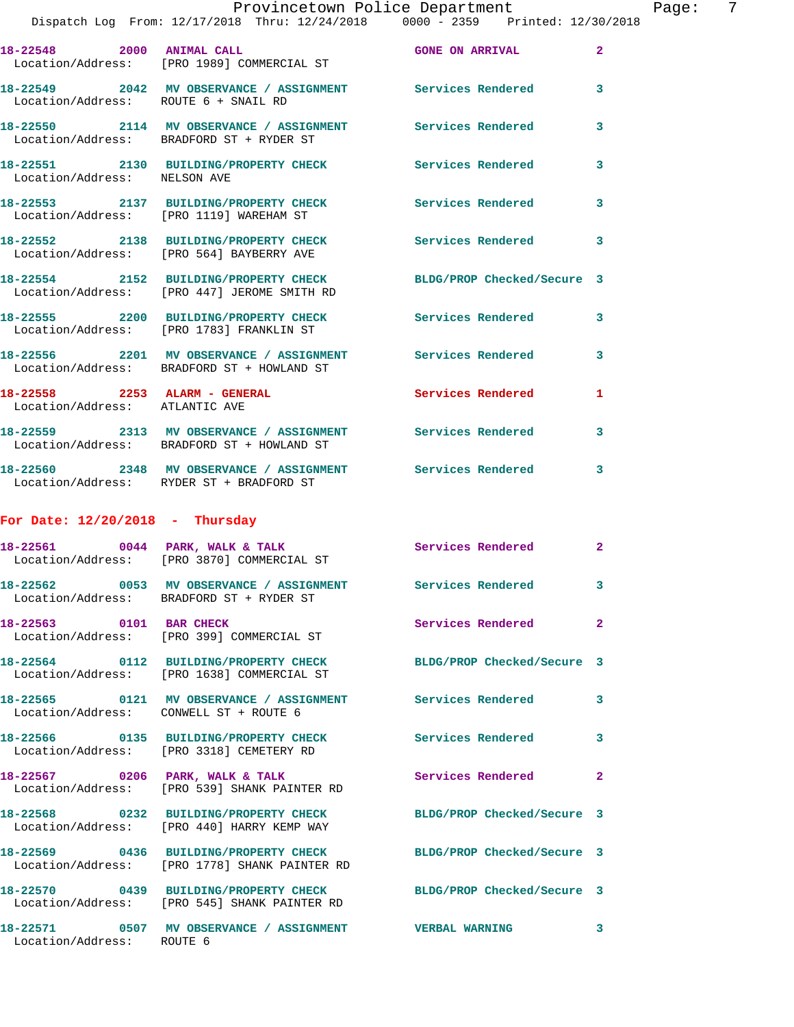| Call # | Time | Call Type | Action | Priority |
|---|---|---|---|---|
| 18-22548 | 2000 | ANIMAL CALL | GONE ON ARRIVAL | 2 |
| Location/Address: | [PRO 1989] COMMERCIAL ST | | | |
| 18-22549 | 2042 | MV OBSERVANCE / ASSIGNMENT | Services Rendered | 3 |
| Location/Address: | ROUTE 6 + SNAIL RD | | | |
| 18-22550 | 2114 | MV OBSERVANCE / ASSIGNMENT | Services Rendered | 3 |
| Location/Address: | BRADFORD ST + RYDER ST | | | |
| 18-22551 | 2130 | BUILDING/PROPERTY CHECK | Services Rendered | 3 |
| Location/Address: | NELSON AVE | | | |
| 18-22553 | 2137 | BUILDING/PROPERTY CHECK | Services Rendered | 3 |
| Location/Address: | [PRO 1119] WAREHAM ST | | | |
| 18-22552 | 2138 | BUILDING/PROPERTY CHECK | Services Rendered | 3 |
| Location/Address: | [PRO 564] BAYBERRY AVE | | | |
| 18-22554 | 2152 | BUILDING/PROPERTY CHECK | BLDG/PROP Checked/Secure | 3 |
| Location/Address: | [PRO 447] JEROME SMITH RD | | | |
| 18-22555 | 2200 | BUILDING/PROPERTY CHECK | Services Rendered | 3 |
| Location/Address: | [PRO 1783] FRANKLIN ST | | | |
| 18-22556 | 2201 | MV OBSERVANCE / ASSIGNMENT | Services Rendered | 3 |
| Location/Address: | BRADFORD ST + HOWLAND ST | | | |
| 18-22558 | 2253 | ALARM - GENERAL | Services Rendered | 1 |
| Location/Address: | ATLANTIC AVE | | | |
| 18-22559 | 2313 | MV OBSERVANCE / ASSIGNMENT | Services Rendered | 3 |
| Location/Address: | BRADFORD ST + HOWLAND ST | | | |
| 18-22560 | 2348 | MV OBSERVANCE / ASSIGNMENT | Services Rendered | 3 |
| Location/Address: | RYDER ST + BRADFORD ST | | | |

**For Date: 12/20/2018 - Thursday**

| Call # | Time | Call Type | Action | Priority |
|---|---|---|---|---|
| 18-22561 | 0044 | PARK, WALK & TALK | Services Rendered | 2 |
| Location/Address: | [PRO 3870] COMMERCIAL ST | | | |
| 18-22562 | 0053 | MV OBSERVANCE / ASSIGNMENT | Services Rendered | 3 |
| Location/Address: | BRADFORD ST + RYDER ST | | | |
| 18-22563 | 0101 | BAR CHECK | Services Rendered | 2 |
| Location/Address: | [PRO 399] COMMERCIAL ST | | | |
| 18-22564 | 0112 | BUILDING/PROPERTY CHECK | BLDG/PROP Checked/Secure | 3 |
| Location/Address: | [PRO 1638] COMMERCIAL ST | | | |
| 18-22565 | 0121 | MV OBSERVANCE / ASSIGNMENT | Services Rendered | 3 |
| Location/Address: | CONWELL ST + ROUTE 6 | | | |
| 18-22566 | 0135 | BUILDING/PROPERTY CHECK | Services Rendered | 3 |
| Location/Address: | [PRO 3318] CEMETERY RD | | | |
| 18-22567 | 0206 | PARK, WALK & TALK | Services Rendered | 2 |
| Location/Address: | [PRO 539] SHANK PAINTER RD | | | |
| 18-22568 | 0232 | BUILDING/PROPERTY CHECK | BLDG/PROP Checked/Secure | 3 |
| Location/Address: | [PRO 440] HARRY KEMP WAY | | | |
| 18-22569 | 0436 | BUILDING/PROPERTY CHECK | BLDG/PROP Checked/Secure | 3 |
| Location/Address: | [PRO 1778] SHANK PAINTER RD | | | |
| 18-22570 | 0439 | BUILDING/PROPERTY CHECK | BLDG/PROP Checked/Secure | 3 |
| Location/Address: | [PRO 545] SHANK PAINTER RD | | | |
| 18-22571 | 0507 | MV OBSERVANCE / ASSIGNMENT | VERBAL WARNING | 3 |
| Location/Address: | ROUTE 6 | | | |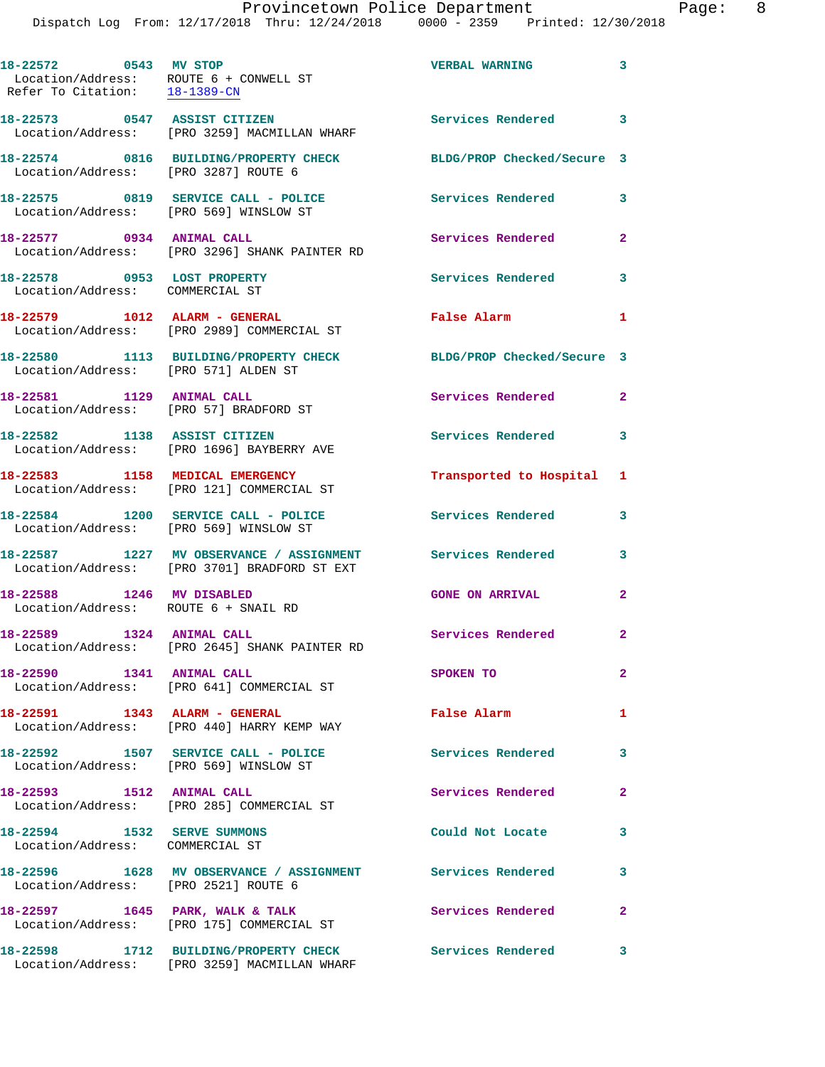18-22572 0543 MV STOP VERBAL WARNING 3
Location/Address: ROUTE 6 + CONWELL ST
Refer To Citation: 18-1389-CN

18-22573 0547 ASSIST CITIZEN Services Rendered 3
Location/Address: [PRO 3259] MACMILLAN WHARF

18-22574 0816 BUILDING/PROPERTY CHECK BLDG/PROP Checked/Secure 3
Location/Address: [PRO 3287] ROUTE 6

18-22575 0819 SERVICE CALL - POLICE Services Rendered 3
Location/Address: [PRO 569] WINSLOW ST

18-22577 0934 ANIMAL CALL Services Rendered 2
Location/Address: [PRO 3296] SHANK PAINTER RD

18-22578 0953 LOST PROPERTY Services Rendered 3
Location/Address: COMMERCIAL ST

18-22579 1012 ALARM - GENERAL False Alarm 1
Location/Address: [PRO 2989] COMMERCIAL ST

18-22580 1113 BUILDING/PROPERTY CHECK BLDG/PROP Checked/Secure 3
Location/Address: [PRO 571] ALDEN ST

18-22581 1129 ANIMAL CALL Services Rendered 2
Location/Address: [PRO 57] BRADFORD ST

18-22582 1138 ASSIST CITIZEN Services Rendered 3
Location/Address: [PRO 1696] BAYBERRY AVE

18-22583 1158 MEDICAL EMERGENCY Transported to Hospital 1
Location/Address: [PRO 121] COMMERCIAL ST

18-22584 1200 SERVICE CALL - POLICE Services Rendered 3
Location/Address: [PRO 569] WINSLOW ST

18-22587 1227 MV OBSERVANCE / ASSIGNMENT Services Rendered 3
Location/Address: [PRO 3701] BRADFORD ST EXT

18-22588 1246 MV DISABLED GONE ON ARRIVAL 2
Location/Address: ROUTE 6 + SNAIL RD

18-22589 1324 ANIMAL CALL Services Rendered 2
Location/Address: [PRO 2645] SHANK PAINTER RD

18-22590 1341 ANIMAL CALL SPOKEN TO 2
Location/Address: [PRO 641] COMMERCIAL ST

18-22591 1343 ALARM - GENERAL False Alarm 1
Location/Address: [PRO 440] HARRY KEMP WAY

18-22592 1507 SERVICE CALL - POLICE Services Rendered 3
Location/Address: [PRO 569] WINSLOW ST

18-22593 1512 ANIMAL CALL Services Rendered 2
Location/Address: [PRO 285] COMMERCIAL ST

18-22594 1532 SERVE SUMMONS Could Not Locate 3
Location/Address: COMMERCIAL ST

18-22596 1628 MV OBSERVANCE / ASSIGNMENT Services Rendered 3
Location/Address: [PRO 2521] ROUTE 6

18-22597 1645 PARK, WALK & TALK Services Rendered 2
Location/Address: [PRO 175] COMMERCIAL ST

18-22598 1712 BUILDING/PROPERTY CHECK Services Rendered 3
Location/Address: [PRO 3259] MACMILLAN WHARF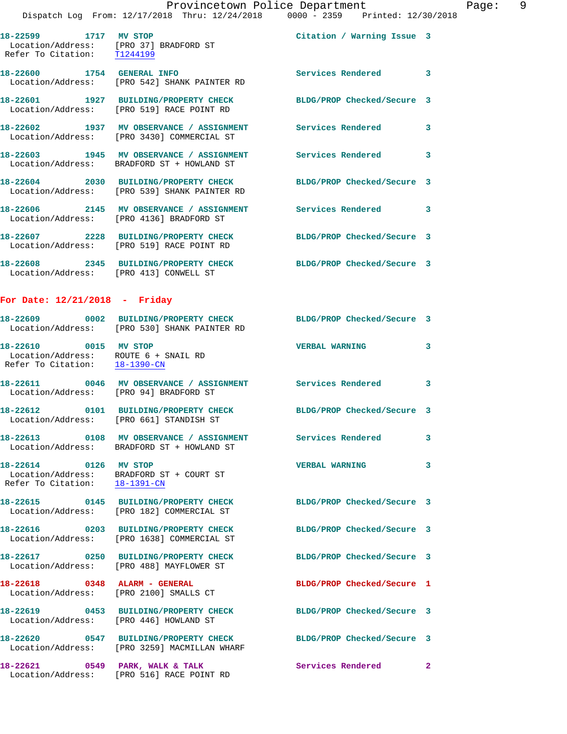18-22599 1717 MV STOP Citation / Warning Issue 3
Location/Address: [PRO 37] BRADFORD ST
Refer To Citation: T1244199

18-22600 1754 GENERAL INFO Services Rendered 3
Location/Address: [PRO 542] SHANK PAINTER RD

18-22601 1927 BUILDING/PROPERTY CHECK BLDG/PROP Checked/Secure 3
Location/Address: [PRO 519] RACE POINT RD

18-22602 1937 MV OBSERVANCE / ASSIGNMENT Services Rendered 3
Location/Address: [PRO 3430] COMMERCIAL ST

18-22603 1945 MV OBSERVANCE / ASSIGNMENT Services Rendered 3
Location/Address: BRADFORD ST + HOWLAND ST

18-22604 2030 BUILDING/PROPERTY CHECK BLDG/PROP Checked/Secure 3
Location/Address: [PRO 539] SHANK PAINTER RD

18-22606 2145 MV OBSERVANCE / ASSIGNMENT Services Rendered 3
Location/Address: [PRO 4136] BRADFORD ST

18-22607 2228 BUILDING/PROPERTY CHECK BLDG/PROP Checked/Secure 3
Location/Address: [PRO 519] RACE POINT RD

18-22608 2345 BUILDING/PROPERTY CHECK BLDG/PROP Checked/Secure 3
Location/Address: [PRO 413] CONWELL ST

**For Date: 12/21/2018 - Friday**

18-22609 0002 BUILDING/PROPERTY CHECK BLDG/PROP Checked/Secure 3
Location/Address: [PRO 530] SHANK PAINTER RD

18-22610 0015 MV STOP VERBAL WARNING 3
Location/Address: ROUTE 6 + SNAIL RD
Refer To Citation: 18-1390-CN

18-22611 0046 MV OBSERVANCE / ASSIGNMENT Services Rendered 3
Location/Address: [PRO 94] BRADFORD ST

18-22612 0101 BUILDING/PROPERTY CHECK BLDG/PROP Checked/Secure 3
Location/Address: [PRO 661] STANDISH ST

18-22613 0108 MV OBSERVANCE / ASSIGNMENT Services Rendered 3
Location/Address: BRADFORD ST + HOWLAND ST

18-22614 0126 MV STOP VERBAL WARNING 3
Location/Address: BRADFORD ST + COURT ST
Refer To Citation: 18-1391-CN

18-22615 0145 BUILDING/PROPERTY CHECK BLDG/PROP Checked/Secure 3
Location/Address: [PRO 182] COMMERCIAL ST

18-22616 0203 BUILDING/PROPERTY CHECK BLDG/PROP Checked/Secure 3
Location/Address: [PRO 1638] COMMERCIAL ST

18-22617 0250 BUILDING/PROPERTY CHECK BLDG/PROP Checked/Secure 3
Location/Address: [PRO 488] MAYFLOWER ST

18-22618 0348 ALARM - GENERAL BLDG/PROP Checked/Secure 1
Location/Address: [PRO 2100] SMALLS CT

18-22619 0453 BUILDING/PROPERTY CHECK BLDG/PROP Checked/Secure 3
Location/Address: [PRO 446] HOWLAND ST

18-22620 0547 BUILDING/PROPERTY CHECK BLDG/PROP Checked/Secure 3
Location/Address: [PRO 3259] MACMILLAN WHARF

18-22621 0549 PARK, WALK & TALK Services Rendered 2
Location/Address: [PRO 516] RACE POINT RD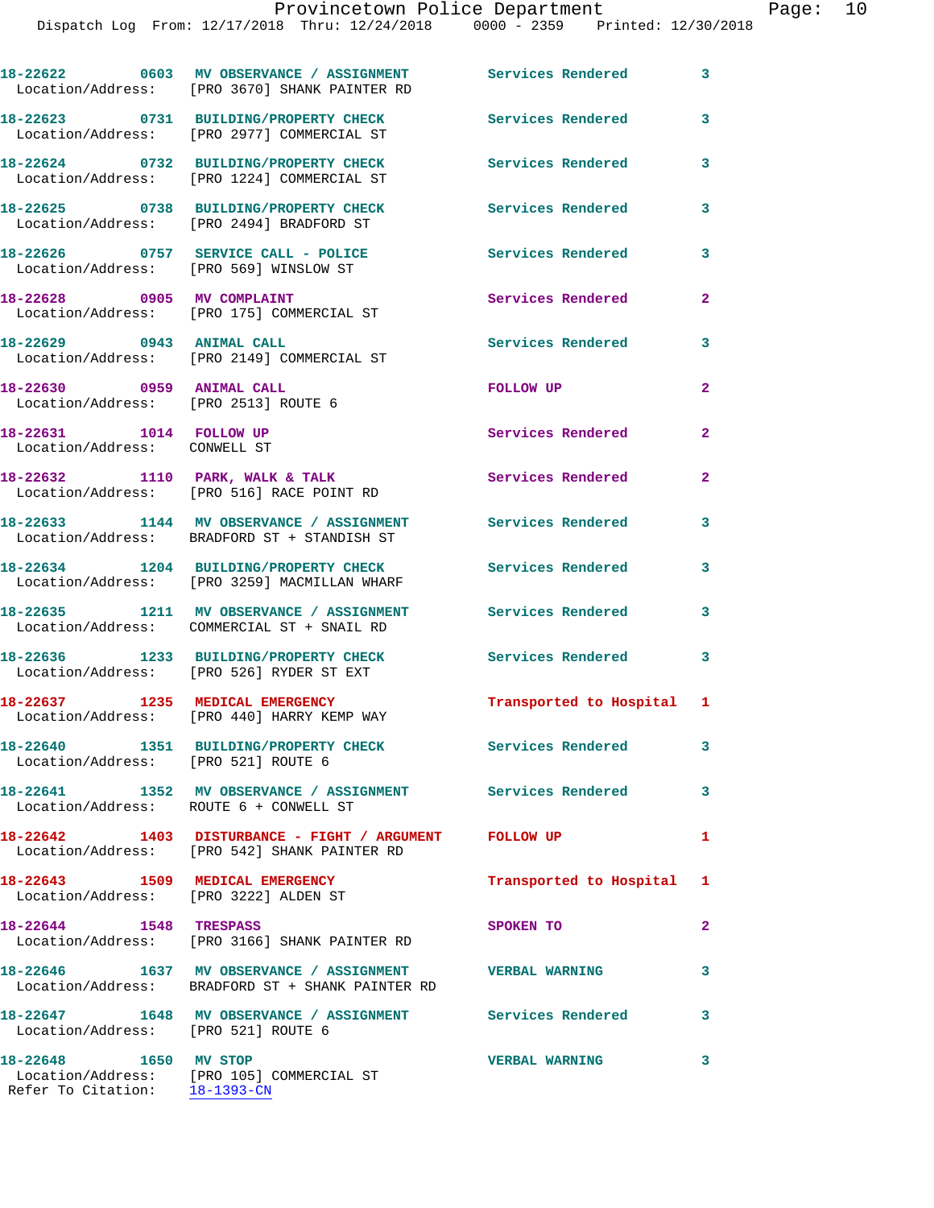| Call Number | Time | Call Reason | Action | Priority |
|---|---|---|---|---|
| 18-22622 | 0603 | MV OBSERVANCE / ASSIGNMENT | Services Rendered | 3 |
| Location/Address: [PRO 3670] SHANK PAINTER RD | | | | |
| 18-22623 | 0731 | BUILDING/PROPERTY CHECK | Services Rendered | 3 |
| Location/Address: [PRO 2977] COMMERCIAL ST | | | | |
| 18-22624 | 0732 | BUILDING/PROPERTY CHECK | Services Rendered | 3 |
| Location/Address: [PRO 1224] COMMERCIAL ST | | | | |
| 18-22625 | 0738 | BUILDING/PROPERTY CHECK | Services Rendered | 3 |
| Location/Address: [PRO 2494] BRADFORD ST | | | | |
| 18-22626 | 0757 | SERVICE CALL - POLICE | Services Rendered | 3 |
| Location/Address: [PRO 569] WINSLOW ST | | | | |
| 18-22628 | 0905 | MV COMPLAINT | Services Rendered | 2 |
| Location/Address: [PRO 175] COMMERCIAL ST | | | | |
| 18-22629 | 0943 | ANIMAL CALL | Services Rendered | 3 |
| Location/Address: [PRO 2149] COMMERCIAL ST | | | | |
| 18-22630 | 0959 | ANIMAL CALL | FOLLOW UP | 2 |
| Location/Address: [PRO 2513] ROUTE 6 | | | | |
| 18-22631 | 1014 | FOLLOW UP | Services Rendered | 2 |
| Location/Address: CONWELL ST | | | | |
| 18-22632 | 1110 | PARK, WALK & TALK | Services Rendered | 2 |
| Location/Address: [PRO 516] RACE POINT RD | | | | |
| 18-22633 | 1144 | MV OBSERVANCE / ASSIGNMENT | Services Rendered | 3 |
| Location/Address: BRADFORD ST + STANDISH ST | | | | |
| 18-22634 | 1204 | BUILDING/PROPERTY CHECK | Services Rendered | 3 |
| Location/Address: [PRO 3259] MACMILLAN WHARF | | | | |
| 18-22635 | 1211 | MV OBSERVANCE / ASSIGNMENT | Services Rendered | 3 |
| Location/Address: COMMERCIAL ST + SNAIL RD | | | | |
| 18-22636 | 1233 | BUILDING/PROPERTY CHECK | Services Rendered | 3 |
| Location/Address: [PRO 526] RYDER ST EXT | | | | |
| 18-22637 | 1235 | MEDICAL EMERGENCY | Transported to Hospital | 1 |
| Location/Address: [PRO 440] HARRY KEMP WAY | | | | |
| 18-22640 | 1351 | BUILDING/PROPERTY CHECK | Services Rendered | 3 |
| Location/Address: [PRO 521] ROUTE 6 | | | | |
| 18-22641 | 1352 | MV OBSERVANCE / ASSIGNMENT | Services Rendered | 3 |
| Location/Address: ROUTE 6 + CONWELL ST | | | | |
| 18-22642 | 1403 | DISTURBANCE - FIGHT / ARGUMENT | FOLLOW UP | 1 |
| Location/Address: [PRO 542] SHANK PAINTER RD | | | | |
| 18-22643 | 1509 | MEDICAL EMERGENCY | Transported to Hospital | 1 |
| Location/Address: [PRO 3222] ALDEN ST | | | | |
| 18-22644 | 1548 | TRESPASS | SPOKEN TO | 2 |
| Location/Address: [PRO 3166] SHANK PAINTER RD | | | | |
| 18-22646 | 1637 | MV OBSERVANCE / ASSIGNMENT | VERBAL WARNING | 3 |
| Location/Address: BRADFORD ST + SHANK PAINTER RD | | | | |
| 18-22647 | 1648 | MV OBSERVANCE / ASSIGNMENT | Services Rendered | 3 |
| Location/Address: [PRO 521] ROUTE 6 | | | | |
| 18-22648 | 1650 | MV STOP | VERBAL WARNING | 3 |
| Location/Address: [PRO 105] COMMERCIAL ST | | | | |
| Refer To Citation: 18-1393-CN | | | | |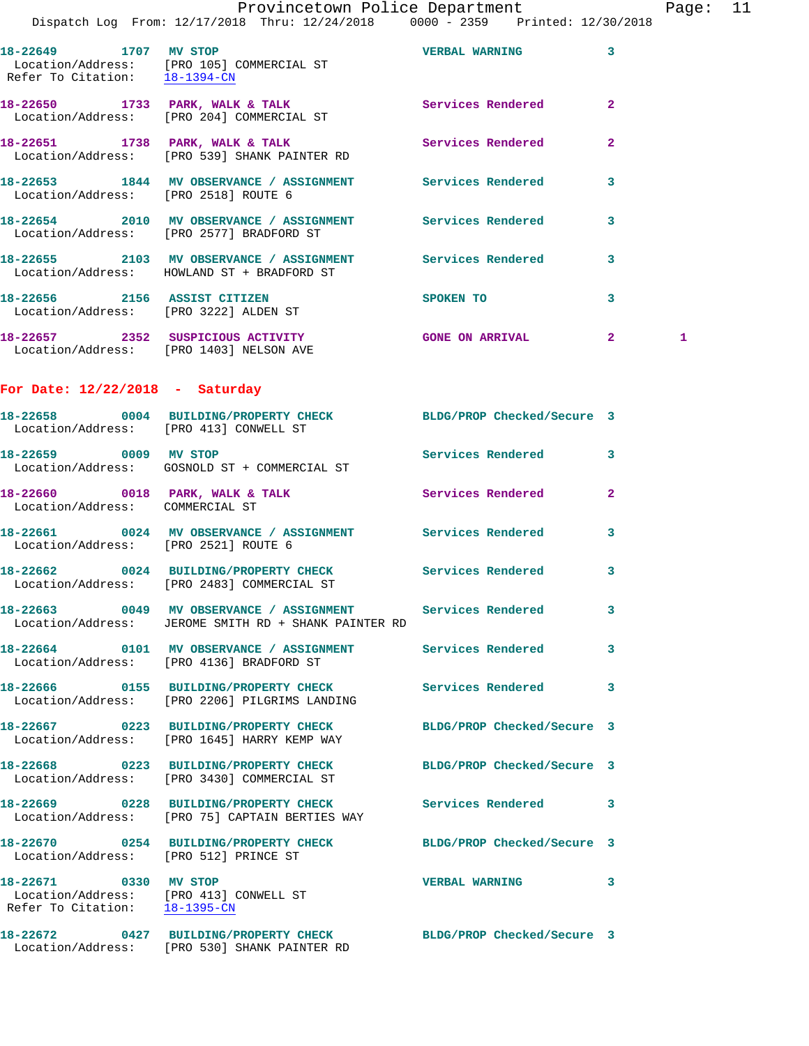18-22649 1707 MV STOP VERBAL WARNING 3
Location/Address: [PRO 105] COMMERCIAL ST
Refer To Citation: 18-1394-CN

18-22650 1733 PARK, WALK & TALK Services Rendered 2
Location/Address: [PRO 204] COMMERCIAL ST

18-22651 1738 PARK, WALK & TALK Services Rendered 2
Location/Address: [PRO 539] SHANK PAINTER RD

18-22653 1844 MV OBSERVANCE / ASSIGNMENT Services Rendered 3
Location/Address: [PRO 2518] ROUTE 6

18-22654 2010 MV OBSERVANCE / ASSIGNMENT Services Rendered 3
Location/Address: [PRO 2577] BRADFORD ST

18-22655 2103 MV OBSERVANCE / ASSIGNMENT Services Rendered 3
Location/Address: HOWLAND ST + BRADFORD ST

18-22656 2156 ASSIST CITIZEN SPOKEN TO 3
Location/Address: [PRO 3222] ALDEN ST

18-22657 2352 SUSPICIOUS ACTIVITY GONE ON ARRIVAL 2 1
Location/Address: [PRO 1403] NELSON AVE

## For Date: 12/22/2018 - Saturday

18-22658 0004 BUILDING/PROPERTY CHECK BLDG/PROP Checked/Secure 3
Location/Address: [PRO 413] CONWELL ST

18-22659 0009 MV STOP Services Rendered 3
Location/Address: GOSNOLD ST + COMMERCIAL ST

18-22660 0018 PARK, WALK & TALK Services Rendered 2
Location/Address: COMMERCIAL ST

18-22661 0024 MV OBSERVANCE / ASSIGNMENT Services Rendered 3
Location/Address: [PRO 2521] ROUTE 6

18-22662 0024 BUILDING/PROPERTY CHECK Services Rendered 3
Location/Address: [PRO 2483] COMMERCIAL ST

18-22663 0049 MV OBSERVANCE / ASSIGNMENT Services Rendered 3
Location/Address: JEROME SMITH RD + SHANK PAINTER RD

18-22664 0101 MV OBSERVANCE / ASSIGNMENT Services Rendered 3
Location/Address: [PRO 4136] BRADFORD ST

18-22666 0155 BUILDING/PROPERTY CHECK Services Rendered 3
Location/Address: [PRO 2206] PILGRIMS LANDING

18-22667 0223 BUILDING/PROPERTY CHECK BLDG/PROP Checked/Secure 3
Location/Address: [PRO 1645] HARRY KEMP WAY

18-22668 0223 BUILDING/PROPERTY CHECK BLDG/PROP Checked/Secure 3
Location/Address: [PRO 3430] COMMERCIAL ST

18-22669 0228 BUILDING/PROPERTY CHECK Services Rendered 3
Location/Address: [PRO 75] CAPTAIN BERTIES WAY

18-22670 0254 BUILDING/PROPERTY CHECK BLDG/PROP Checked/Secure 3
Location/Address: [PRO 512] PRINCE ST

18-22671 0330 MV STOP VERBAL WARNING 3
Location/Address: [PRO 413] CONWELL ST
Refer To Citation: 18-1395-CN

18-22672 0427 BUILDING/PROPERTY CHECK BLDG/PROP Checked/Secure 3
Location/Address: [PRO 530] SHANK PAINTER RD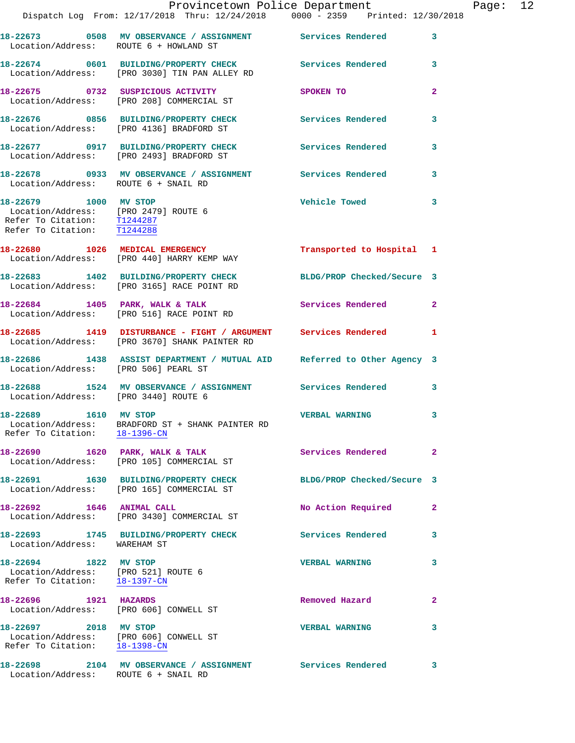18-22673 0508 MV OBSERVANCE / ASSIGNMENT Services Rendered 3
Location/Address: ROUTE 6 + HOWLAND ST

18-22674 0601 BUILDING/PROPERTY CHECK Services Rendered 3
Location/Address: [PRO 3030] TIN PAN ALLEY RD

18-22675 0732 SUSPICIOUS ACTIVITY SPOKEN TO 2
Location/Address: [PRO 208] COMMERCIAL ST

18-22676 0856 BUILDING/PROPERTY CHECK Services Rendered 3
Location/Address: [PRO 4136] BRADFORD ST

18-22677 0917 BUILDING/PROPERTY CHECK Services Rendered 3
Location/Address: [PRO 2493] BRADFORD ST

18-22678 0933 MV OBSERVANCE / ASSIGNMENT Services Rendered 3
Location/Address: ROUTE 6 + SNAIL RD

18-22679 1000 MV STOP Vehicle Towed 3
Location/Address: [PRO 2479] ROUTE 6
Refer To Citation: T1244287
Refer To Citation: T1244288

18-22680 1026 MEDICAL EMERGENCY Transported to Hospital 1
Location/Address: [PRO 440] HARRY KEMP WAY

18-22683 1402 BUILDING/PROPERTY CHECK BLDG/PROP Checked/Secure 3
Location/Address: [PRO 3165] RACE POINT RD

18-22684 1405 PARK, WALK & TALK Services Rendered 2
Location/Address: [PRO 516] RACE POINT RD

18-22685 1419 DISTURBANCE - FIGHT / ARGUMENT Services Rendered 1
Location/Address: [PRO 3670] SHANK PAINTER RD

18-22686 1438 ASSIST DEPARTMENT / MUTUAL AID Referred to Other Agency 3
Location/Address: [PRO 506] PEARL ST

18-22688 1524 MV OBSERVANCE / ASSIGNMENT Services Rendered 3
Location/Address: [PRO 3440] ROUTE 6

18-22689 1610 MV STOP VERBAL WARNING 3
Location/Address: BRADFORD ST + SHANK PAINTER RD
Refer To Citation: 18-1396-CN

18-22690 1620 PARK, WALK & TALK Services Rendered 2
Location/Address: [PRO 105] COMMERCIAL ST

18-22691 1630 BUILDING/PROPERTY CHECK BLDG/PROP Checked/Secure 3
Location/Address: [PRO 165] COMMERCIAL ST

18-22692 1646 ANIMAL CALL No Action Required 2
Location/Address: [PRO 3430] COMMERCIAL ST

18-22693 1745 BUILDING/PROPERTY CHECK Services Rendered 3
Location/Address: WAREHAM ST

18-22694 1822 MV STOP VERBAL WARNING 3
Location/Address: [PRO 521] ROUTE 6
Refer To Citation: 18-1397-CN

18-22696 1921 HAZARDS Removed Hazard 2
Location/Address: [PRO 606] CONWELL ST

18-22697 2018 MV STOP VERBAL WARNING 3
Location/Address: [PRO 606] CONWELL ST
Refer To Citation: 18-1398-CN

18-22698 2104 MV OBSERVANCE / ASSIGNMENT Services Rendered 3
Location/Address: ROUTE 6 + SNAIL RD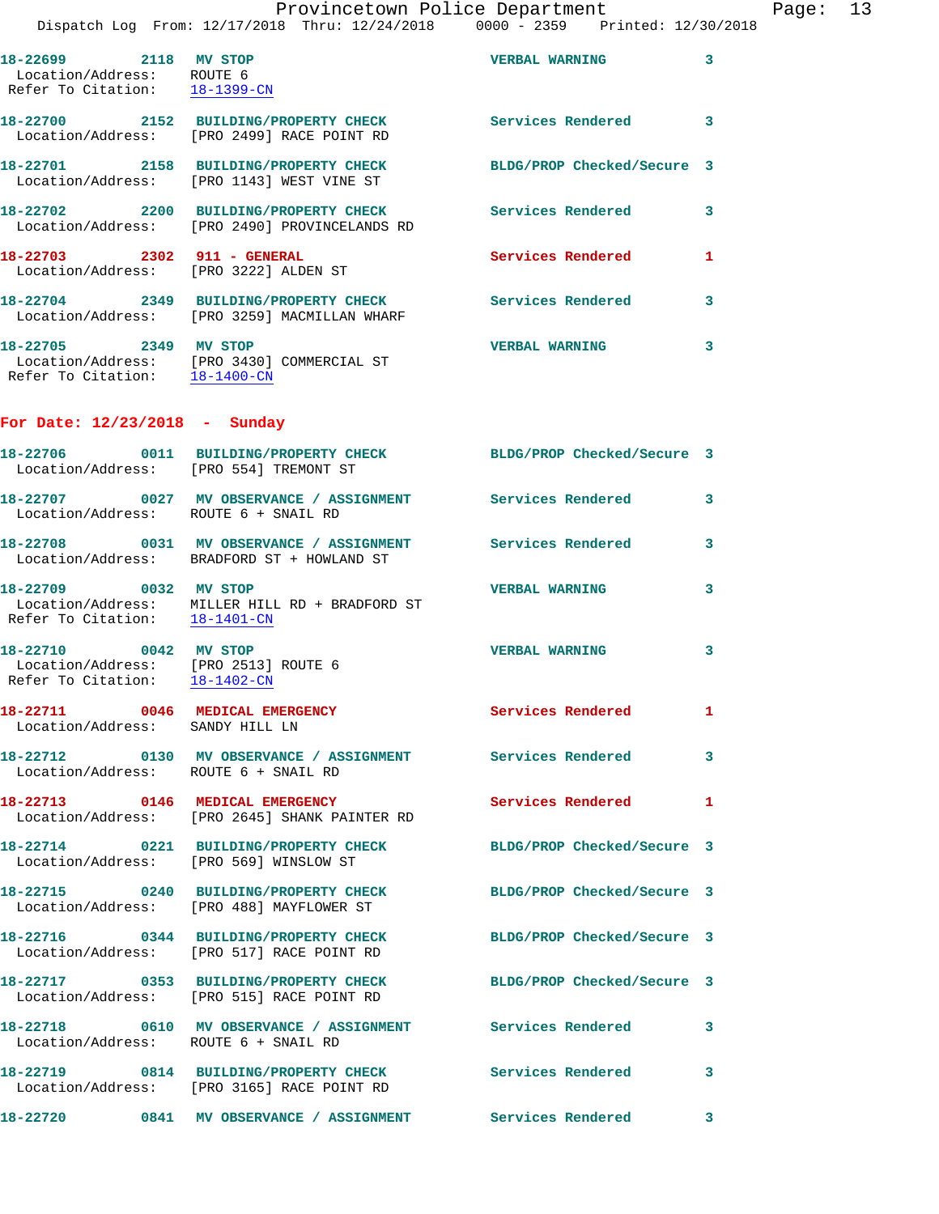18-22699 2118 MV STOP VERBAL WARNING 3
 Location/Address: ROUTE 6
 Refer To Citation: 18-1399-CN

18-22700 2152 BUILDING/PROPERTY CHECK Services Rendered 3
 Location/Address: [PRO 2499] RACE POINT RD

18-22701 2158 BUILDING/PROPERTY CHECK BLDG/PROP Checked/Secure 3
 Location/Address: [PRO 1143] WEST VINE ST

18-22702 2200 BUILDING/PROPERTY CHECK Services Rendered 3
 Location/Address: [PRO 2490] PROVINCELANDS RD

18-22703 2302 911 - GENERAL Services Rendered 1
 Location/Address: [PRO 3222] ALDEN ST

18-22704 2349 BUILDING/PROPERTY CHECK Services Rendered 3
 Location/Address: [PRO 3259] MACMILLAN WHARF

18-22705 2349 MV STOP VERBAL WARNING 3
 Location/Address: [PRO 3430] COMMERCIAL ST
 Refer To Citation: 18-1400-CN

**For Date: 12/23/2018 - Sunday**

18-22706 0011 BUILDING/PROPERTY CHECK BLDG/PROP Checked/Secure 3
 Location/Address: [PRO 554] TREMONT ST

18-22707 0027 MV OBSERVANCE / ASSIGNMENT Services Rendered 3
 Location/Address: ROUTE 6 + SNAIL RD

18-22708 0031 MV OBSERVANCE / ASSIGNMENT Services Rendered 3
 Location/Address: BRADFORD ST + HOWLAND ST

18-22709 0032 MV STOP VERBAL WARNING 3
 Location/Address: MILLER HILL RD + BRADFORD ST
 Refer To Citation: 18-1401-CN

18-22710 0042 MV STOP VERBAL WARNING 3
 Location/Address: [PRO 2513] ROUTE 6
 Refer To Citation: 18-1402-CN

18-22711 0046 MEDICAL EMERGENCY Services Rendered 1
 Location/Address: SANDY HILL LN

18-22712 0130 MV OBSERVANCE / ASSIGNMENT Services Rendered 3
 Location/Address: ROUTE 6 + SNAIL RD

18-22713 0146 MEDICAL EMERGENCY Services Rendered 1
 Location/Address: [PRO 2645] SHANK PAINTER RD

18-22714 0221 BUILDING/PROPERTY CHECK BLDG/PROP Checked/Secure 3
 Location/Address: [PRO 569] WINSLOW ST

18-22715 0240 BUILDING/PROPERTY CHECK BLDG/PROP Checked/Secure 3
 Location/Address: [PRO 488] MAYFLOWER ST

18-22716 0344 BUILDING/PROPERTY CHECK BLDG/PROP Checked/Secure 3
 Location/Address: [PRO 517] RACE POINT RD

18-22717 0353 BUILDING/PROPERTY CHECK BLDG/PROP Checked/Secure 3
 Location/Address: [PRO 515] RACE POINT RD

18-22718 0610 MV OBSERVANCE / ASSIGNMENT Services Rendered 3
 Location/Address: ROUTE 6 + SNAIL RD

18-22719 0814 BUILDING/PROPERTY CHECK Services Rendered 3
 Location/Address: [PRO 3165] RACE POINT RD

18-22720 0841 MV OBSERVANCE / ASSIGNMENT Services Rendered 3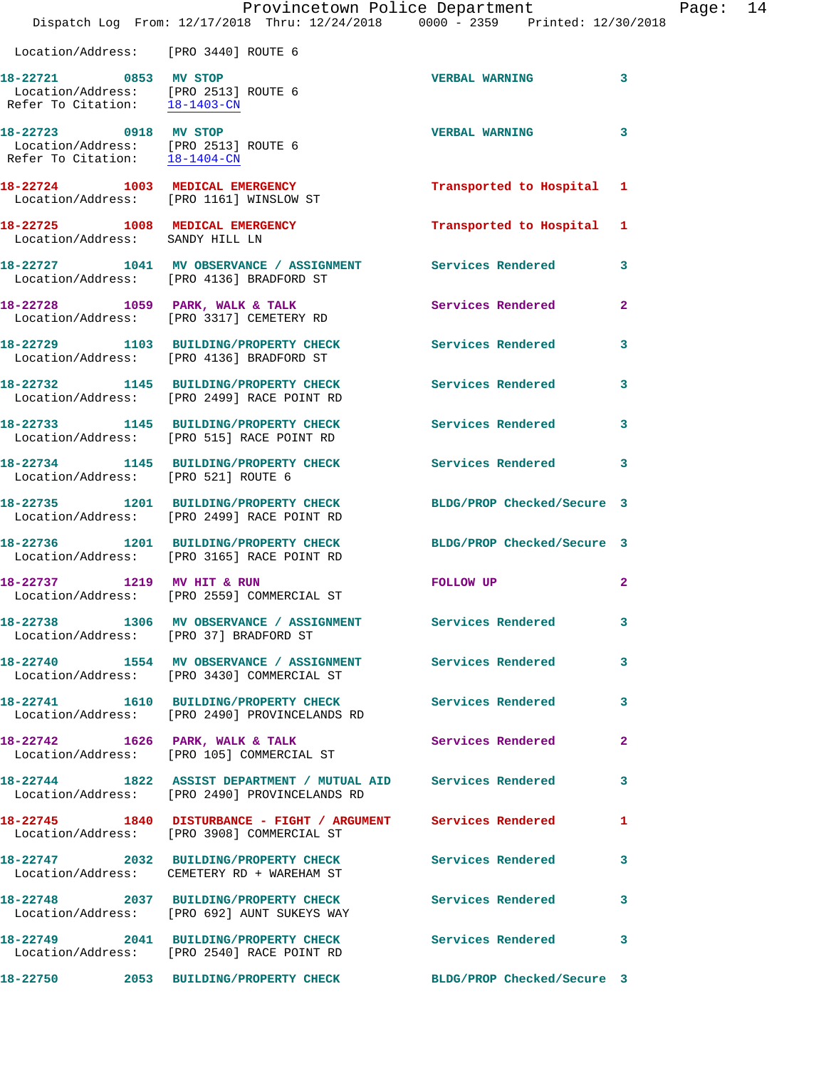Location/Address: [PRO 3440] ROUTE 6

**18-22721** 0853 **MV STOP** VERBAL WARNING 3
Location/Address: [PRO 2513] ROUTE 6
Refer To Citation: 18-1403-CN

**18-22723** 0918 **MV STOP** VERBAL WARNING 3
Location/Address: [PRO 2513] ROUTE 6
Refer To Citation: 18-1404-CN

**18-22724** 1003 **MEDICAL EMERGENCY** Transported to Hospital 1
Location/Address: [PRO 1161] WINSLOW ST

**18-22725** 1008 **MEDICAL EMERGENCY** Transported to Hospital 1
Location/Address: SANDY HILL LN

**18-22727** 1041 **MV OBSERVANCE / ASSIGNMENT** Services Rendered 3
Location/Address: [PRO 4136] BRADFORD ST

**18-22728** 1059 **PARK, WALK & TALK** Services Rendered 2
Location/Address: [PRO 3317] CEMETERY RD

**18-22729** 1103 **BUILDING/PROPERTY CHECK** Services Rendered 3
Location/Address: [PRO 4136] BRADFORD ST

**18-22732** 1145 **BUILDING/PROPERTY CHECK** Services Rendered 3
Location/Address: [PRO 2499] RACE POINT RD

**18-22733** 1145 **BUILDING/PROPERTY CHECK** Services Rendered 3
Location/Address: [PRO 515] RACE POINT RD

**18-22734** 1145 **BUILDING/PROPERTY CHECK** Services Rendered 3
Location/Address: [PRO 521] ROUTE 6

**18-22735** 1201 **BUILDING/PROPERTY CHECK** BLDG/PROP Checked/Secure 3
Location/Address: [PRO 2499] RACE POINT RD

**18-22736** 1201 **BUILDING/PROPERTY CHECK** BLDG/PROP Checked/Secure 3
Location/Address: [PRO 3165] RACE POINT RD

**18-22737** 1219 **MV HIT & RUN** FOLLOW UP 2
Location/Address: [PRO 2559] COMMERCIAL ST

**18-22738** 1306 **MV OBSERVANCE / ASSIGNMENT** Services Rendered 3
Location/Address: [PRO 37] BRADFORD ST

**18-22740** 1554 **MV OBSERVANCE / ASSIGNMENT** Services Rendered 3
Location/Address: [PRO 3430] COMMERCIAL ST

**18-22741** 1610 **BUILDING/PROPERTY CHECK** Services Rendered 3
Location/Address: [PRO 2490] PROVINCELANDS RD

**18-22742** 1626 **PARK, WALK & TALK** Services Rendered 2
Location/Address: [PRO 105] COMMERCIAL ST

**18-22744** 1822 **ASSIST DEPARTMENT / MUTUAL AID** Services Rendered 3
Location/Address: [PRO 2490] PROVINCELANDS RD

**18-22745** 1840 **DISTURBANCE - FIGHT / ARGUMENT** Services Rendered 1
Location/Address: [PRO 3908] COMMERCIAL ST

**18-22747** 2032 **BUILDING/PROPERTY CHECK** Services Rendered 3
Location/Address: CEMETERY RD + WAREHAM ST

**18-22748** 2037 **BUILDING/PROPERTY CHECK** Services Rendered 3
Location/Address: [PRO 692] AUNT SUKEYS WAY

**18-22749** 2041 **BUILDING/PROPERTY CHECK** Services Rendered 3
Location/Address: [PRO 2540] RACE POINT RD

**18-22750** 2053 **BUILDING/PROPERTY CHECK** BLDG/PROP Checked/Secure 3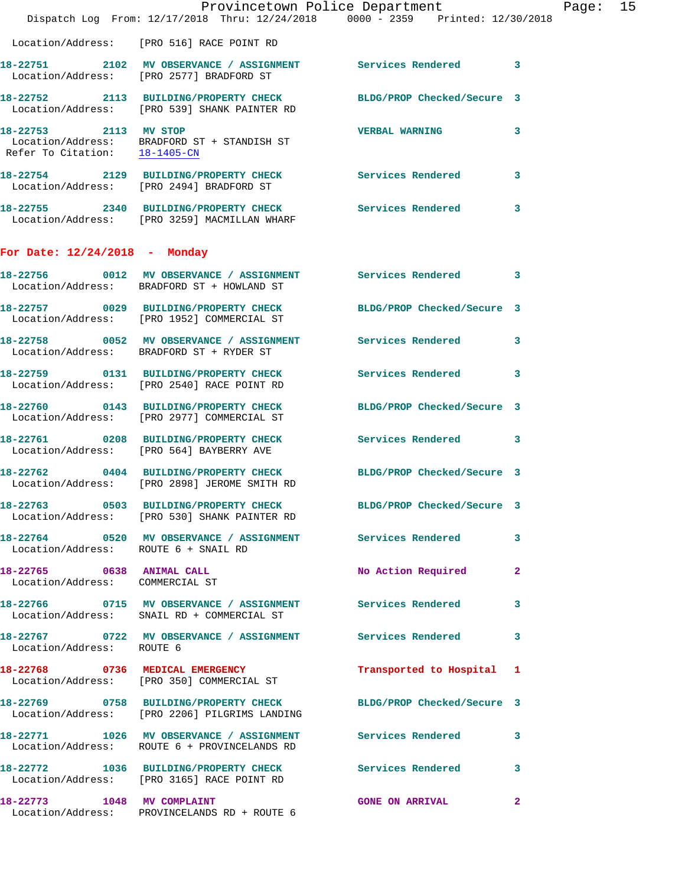Location/Address: [PRO 516] RACE POINT RD

**18-22751** 2102 **MV OBSERVANCE / ASSIGNMENT** Services Rendered 3
Location/Address: [PRO 2577] BRADFORD ST

**18-22752** 2113 **BUILDING/PROPERTY CHECK** BLDG/PROP Checked/Secure 3
Location/Address: [PRO 539] SHANK PAINTER RD

**18-22753** 2113 **MV STOP** VERBAL WARNING 3
Location/Address: BRADFORD ST + STANDISH ST
Refer To Citation: 18-1405-CN

**18-22754** 2129 **BUILDING/PROPERTY CHECK** Services Rendered 3
Location/Address: [PRO 2494] BRADFORD ST

**18-22755** 2340 **BUILDING/PROPERTY CHECK** Services Rendered 3
Location/Address: [PRO 3259] MACMILLAN WHARF

## For Date: 12/24/2018 - Monday

**18-22756** 0012 **MV OBSERVANCE / ASSIGNMENT** Services Rendered 3
Location/Address: BRADFORD ST + HOWLAND ST

**18-22757** 0029 **BUILDING/PROPERTY CHECK** BLDG/PROP Checked/Secure 3
Location/Address: [PRO 1952] COMMERCIAL ST

**18-22758** 0052 **MV OBSERVANCE / ASSIGNMENT** Services Rendered 3
Location/Address: BRADFORD ST + RYDER ST

**18-22759** 0131 **BUILDING/PROPERTY CHECK** Services Rendered 3
Location/Address: [PRO 2540] RACE POINT RD

**18-22760** 0143 **BUILDING/PROPERTY CHECK** BLDG/PROP Checked/Secure 3
Location/Address: [PRO 2977] COMMERCIAL ST

**18-22761** 0208 **BUILDING/PROPERTY CHECK** Services Rendered 3
Location/Address: [PRO 564] BAYBERRY AVE

**18-22762** 0404 **BUILDING/PROPERTY CHECK** BLDG/PROP Checked/Secure 3
Location/Address: [PRO 2898] JEROME SMITH RD

**18-22763** 0503 **BUILDING/PROPERTY CHECK** BLDG/PROP Checked/Secure 3
Location/Address: [PRO 530] SHANK PAINTER RD

**18-22764** 0520 **MV OBSERVANCE / ASSIGNMENT** Services Rendered 3
Location/Address: ROUTE 6 + SNAIL RD

**18-22765** 0638 **ANIMAL CALL** No Action Required 2
Location/Address: COMMERCIAL ST

**18-22766** 0715 **MV OBSERVANCE / ASSIGNMENT** Services Rendered 3
Location/Address: SNAIL RD + COMMERCIAL ST

**18-22767** 0722 **MV OBSERVANCE / ASSIGNMENT** Services Rendered 3
Location/Address: ROUTE 6

**18-22768** 0736 **MEDICAL EMERGENCY** Transported to Hospital 1
Location/Address: [PRO 350] COMMERCIAL ST

**18-22769** 0758 **BUILDING/PROPERTY CHECK** BLDG/PROP Checked/Secure 3
Location/Address: [PRO 2206] PILGRIMS LANDING

**18-22771** 1026 **MV OBSERVANCE / ASSIGNMENT** Services Rendered 3
Location/Address: ROUTE 6 + PROVINCELANDS RD

**18-22772** 1036 **BUILDING/PROPERTY CHECK** Services Rendered 3
Location/Address: [PRO 3165] RACE POINT RD

**18-22773** 1048 **MV COMPLAINT** GONE ON ARRIVAL 2
Location/Address: PROVINCELANDS RD + ROUTE 6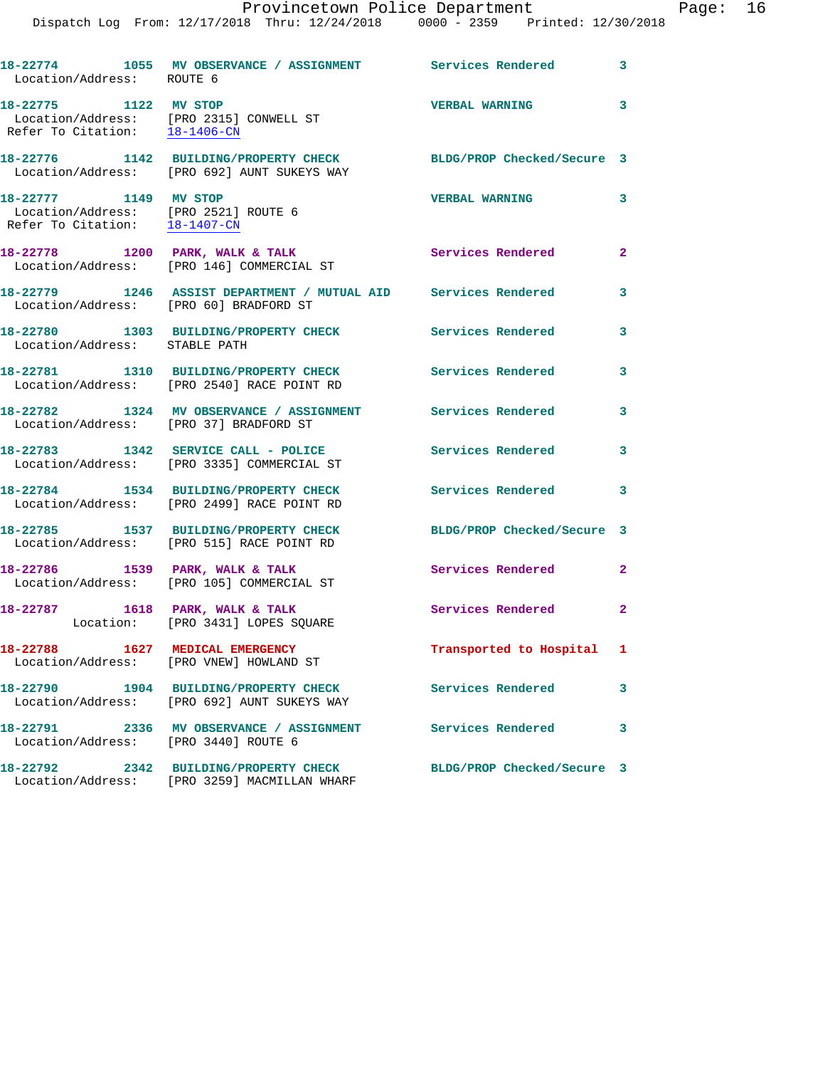18-22774 1055 MV OBSERVANCE / ASSIGNMENT Services Rendered 3
Location/Address: ROUTE 6

18-22775 1122 MV STOP VERBAL WARNING 3
Location/Address: [PRO 2315] CONWELL ST
Refer To Citation: 18-1406-CN

18-22776 1142 BUILDING/PROPERTY CHECK BLDG/PROP Checked/Secure 3
Location/Address: [PRO 692] AUNT SUKEYS WAY

18-22777 1149 MV STOP VERBAL WARNING 3
Location/Address: [PRO 2521] ROUTE 6
Refer To Citation: 18-1407-CN

18-22778 1200 PARK, WALK & TALK Services Rendered 2
Location/Address: [PRO 146] COMMERCIAL ST

18-22779 1246 ASSIST DEPARTMENT / MUTUAL AID Services Rendered 3
Location/Address: [PRO 60] BRADFORD ST

18-22780 1303 BUILDING/PROPERTY CHECK Services Rendered 3
Location/Address: STABLE PATH

18-22781 1310 BUILDING/PROPERTY CHECK Services Rendered 3
Location/Address: [PRO 2540] RACE POINT RD

18-22782 1324 MV OBSERVANCE / ASSIGNMENT Services Rendered 3
Location/Address: [PRO 37] BRADFORD ST

18-22783 1342 SERVICE CALL - POLICE Services Rendered 3
Location/Address: [PRO 3335] COMMERCIAL ST

18-22784 1534 BUILDING/PROPERTY CHECK Services Rendered 3
Location/Address: [PRO 2499] RACE POINT RD

18-22785 1537 BUILDING/PROPERTY CHECK BLDG/PROP Checked/Secure 3
Location/Address: [PRO 515] RACE POINT RD

18-22786 1539 PARK, WALK & TALK Services Rendered 2
Location/Address: [PRO 105] COMMERCIAL ST

18-22787 1618 PARK, WALK & TALK Services Rendered 2
Location: [PRO 3431] LOPES SQUARE

18-22788 1627 MEDICAL EMERGENCY Transported to Hospital 1
Location/Address: [PRO VNEW] HOWLAND ST

18-22790 1904 BUILDING/PROPERTY CHECK Services Rendered 3
Location/Address: [PRO 692] AUNT SUKEYS WAY

18-22791 2336 MV OBSERVANCE / ASSIGNMENT Services Rendered 3
Location/Address: [PRO 3440] ROUTE 6

18-22792 2342 BUILDING/PROPERTY CHECK BLDG/PROP Checked/Secure 3
Location/Address: [PRO 3259] MACMILLAN WHARF